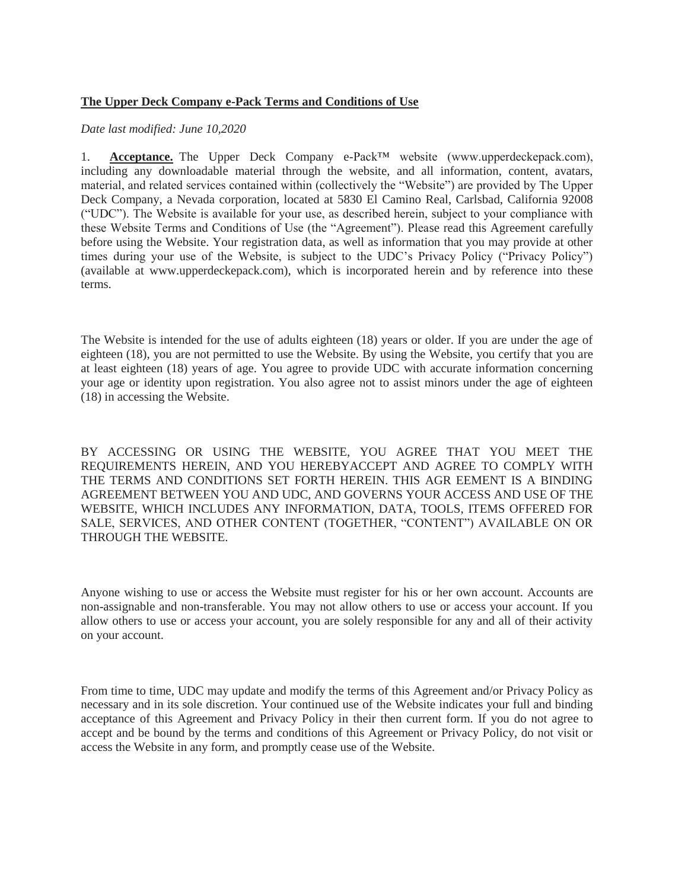**The Upper Deck Company e-Pack Terms and Conditions of Use**

*Date last modified: June 10,2020*

1. **Acceptance.** The Upper Deck Company e-Pack™ website (www.upperdeckepack.com), including any downloadable material through the website, and all information, content, avatars, material, and related services contained within (collectively the "Website") are provided by The Upper Deck Company, a Nevada corporation, located at 5830 El Camino Real, Carlsbad, California 92008 ("UDC"). The Website is available for your use, as described herein, subject to your compliance with these Website Terms and Conditions of Use (the "Agreement"). Please read this Agreement carefully before using the Website. Your registration data, as well as information that you may provide at other times during your use of the Website, is subject to the UDC's Privacy Policy ("Privacy Policy") (available at www.upperdeckepack.com), which is incorporated herein and by reference into these terms.

The Website is intended for the use of adults eighteen (18) years or older. If you are under the age of eighteen (18), you are not permitted to use the Website. By using the Website, you certify that you are at least eighteen (18) years of age. You agree to provide UDC with accurate information concerning your age or identity upon registration. You also agree not to assist minors under the age of eighteen (18) in accessing the Website.

BY ACCESSING OR USING THE WEBSITE, YOU AGREE THAT YOU MEET THE REQUIREMENTS HEREIN, AND YOU HEREBYACCEPT AND AGREE TO COMPLY WITH THE TERMS AND CONDITIONS SET FORTH HEREIN. THIS AGR EEMENT IS A BINDING AGREEMENT BETWEEN YOU AND UDC, AND GOVERNS YOUR ACCESS AND USE OF THE WEBSITE, WHICH INCLUDES ANY INFORMATION, DATA, TOOLS, ITEMS OFFERED FOR SALE, SERVICES, AND OTHER CONTENT (TOGETHER, "CONTENT") AVAILABLE ON OR THROUGH THE WEBSITE.

Anyone wishing to use or access the Website must register for his or her own account. Accounts are non-assignable and non-transferable. You may not allow others to use or access your account. If you allow others to use or access your account, you are solely responsible for any and all of their activity on your account.

From time to time, UDC may update and modify the terms of this Agreement and/or Privacy Policy as necessary and in its sole discretion. Your continued use of the Website indicates your full and binding acceptance of this Agreement and Privacy Policy in their then current form. If you do not agree to accept and be bound by the terms and conditions of this Agreement or Privacy Policy, do not visit or access the Website in any form, and promptly cease use of the Website.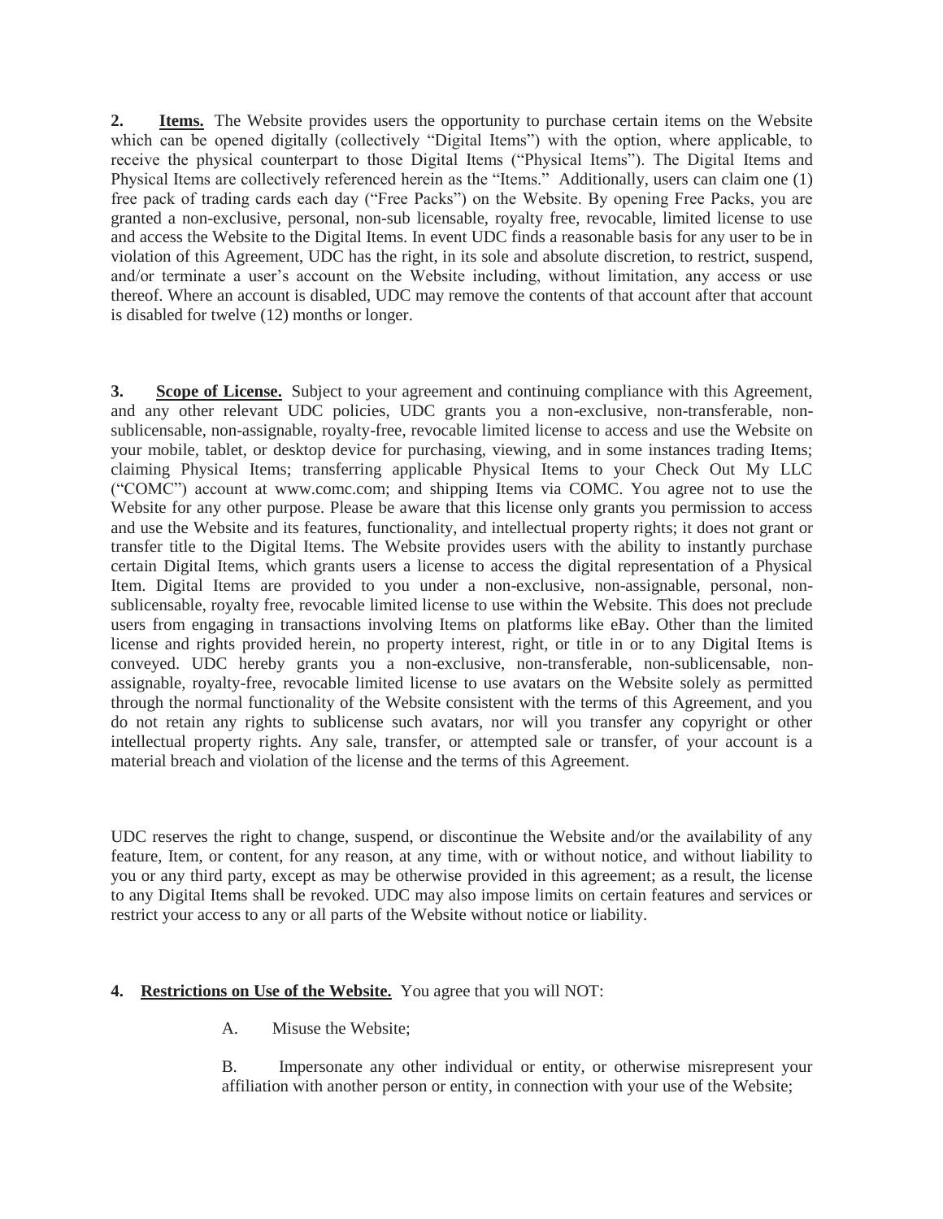**2. Items.** The Website provides users the opportunity to purchase certain items on the Website which can be opened digitally (collectively "Digital Items") with the option, where applicable, to receive the physical counterpart to those Digital Items ("Physical Items"). The Digital Items and Physical Items are collectively referenced herein as the "Items." Additionally, users can claim one (1) free pack of trading cards each day ("Free Packs") on the Website. By opening Free Packs, you are granted a non-exclusive, personal, non-sub licensable, royalty free, revocable, limited license to use and access the Website to the Digital Items. In event UDC finds a reasonable basis for any user to be in violation of this Agreement, UDC has the right, in its sole and absolute discretion, to restrict, suspend, and/or terminate a user's account on the Website including, without limitation, any access or use thereof. Where an account is disabled, UDC may remove the contents of that account after that account is disabled for twelve (12) months or longer.

**3. Scope of License.** Subject to your agreement and continuing compliance with this Agreement, and any other relevant UDC policies, UDC grants you a non-exclusive, non-transferable, non-sublicensable, non-assignable, royalty-free, revocable limited license to access and use the Website on your mobile, tablet, or desktop device for purchasing, viewing, and in some instances trading Items; claiming Physical Items; transferring applicable Physical Items to your Check Out My LLC ("COMC") account at www.comc.com; and shipping Items via COMC. You agree not to use the Website for any other purpose. Please be aware that this license only grants you permission to access and use the Website and its features, functionality, and intellectual property rights; it does not grant or transfer title to the Digital Items. The Website provides users with the ability to instantly purchase certain Digital Items, which grants users a license to access the digital representation of a Physical Item. Digital Items are provided to you under a non-exclusive, non-assignable, personal, non-sublicensable, royalty free, revocable limited license to use within the Website. This does not preclude users from engaging in transactions involving Items on platforms like eBay. Other than the limited license and rights provided herein, no property interest, right, or title in or to any Digital Items is conveyed. UDC hereby grants you a non-exclusive, non-transferable, non-sublicensable, non-assignable, royalty-free, revocable limited license to use avatars on the Website solely as permitted through the normal functionality of the Website consistent with the terms of this Agreement, and you do not retain any rights to sublicense such avatars, nor will you transfer any copyright or other intellectual property rights. Any sale, transfer, or attempted sale or transfer, of your account is a material breach and violation of the license and the terms of this Agreement.

UDC reserves the right to change, suspend, or discontinue the Website and/or the availability of any feature, Item, or content, for any reason, at any time, with or without notice, and without liability to you or any third party, except as may be otherwise provided in this agreement; as a result, the license to any Digital Items shall be revoked. UDC may also impose limits on certain features and services or restrict your access to any or all parts of the Website without notice or liability.

**4. Restrictions on Use of the Website.** You agree that you will NOT:

A. Misuse the Website;

B. Impersonate any other individual or entity, or otherwise misrepresent your affiliation with another person or entity, in connection with your use of the Website;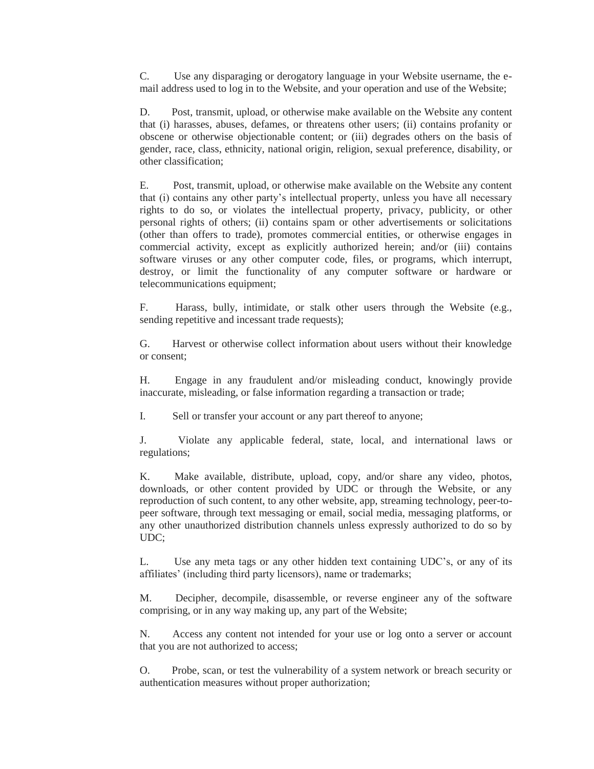C. Use any disparaging or derogatory language in your Website username, the e-mail address used to log in to the Website, and your operation and use of the Website;

D. Post, transmit, upload, or otherwise make available on the Website any content that (i) harasses, abuses, defames, or threatens other users; (ii) contains profanity or obscene or otherwise objectionable content; or (iii) degrades others on the basis of gender, race, class, ethnicity, national origin, religion, sexual preference, disability, or other classification;

E. Post, transmit, upload, or otherwise make available on the Website any content that (i) contains any other party's intellectual property, unless you have all necessary rights to do so, or violates the intellectual property, privacy, publicity, or other personal rights of others; (ii) contains spam or other advertisements or solicitations (other than offers to trade), promotes commercial entities, or otherwise engages in commercial activity, except as explicitly authorized herein; and/or (iii) contains software viruses or any other computer code, files, or programs, which interrupt, destroy, or limit the functionality of any computer software or hardware or telecommunications equipment;

F. Harass, bully, intimidate, or stalk other users through the Website (e.g., sending repetitive and incessant trade requests);

G. Harvest or otherwise collect information about users without their knowledge or consent;

H. Engage in any fraudulent and/or misleading conduct, knowingly provide inaccurate, misleading, or false information regarding a transaction or trade;

I. Sell or transfer your account or any part thereof to anyone;

J. Violate any applicable federal, state, local, and international laws or regulations;

K. Make available, distribute, upload, copy, and/or share any video, photos, downloads, or other content provided by UDC or through the Website, or any reproduction of such content, to any other website, app, streaming technology, peer-to-peer software, through text messaging or email, social media, messaging platforms, or any other unauthorized distribution channels unless expressly authorized to do so by UDC;

L. Use any meta tags or any other hidden text containing UDC's, or any of its affiliates' (including third party licensors), name or trademarks;

M. Decipher, decompile, disassemble, or reverse engineer any of the software comprising, or in any way making up, any part of the Website;

N. Access any content not intended for your use or log onto a server or account that you are not authorized to access;

O. Probe, scan, or test the vulnerability of a system network or breach security or authentication measures without proper authorization;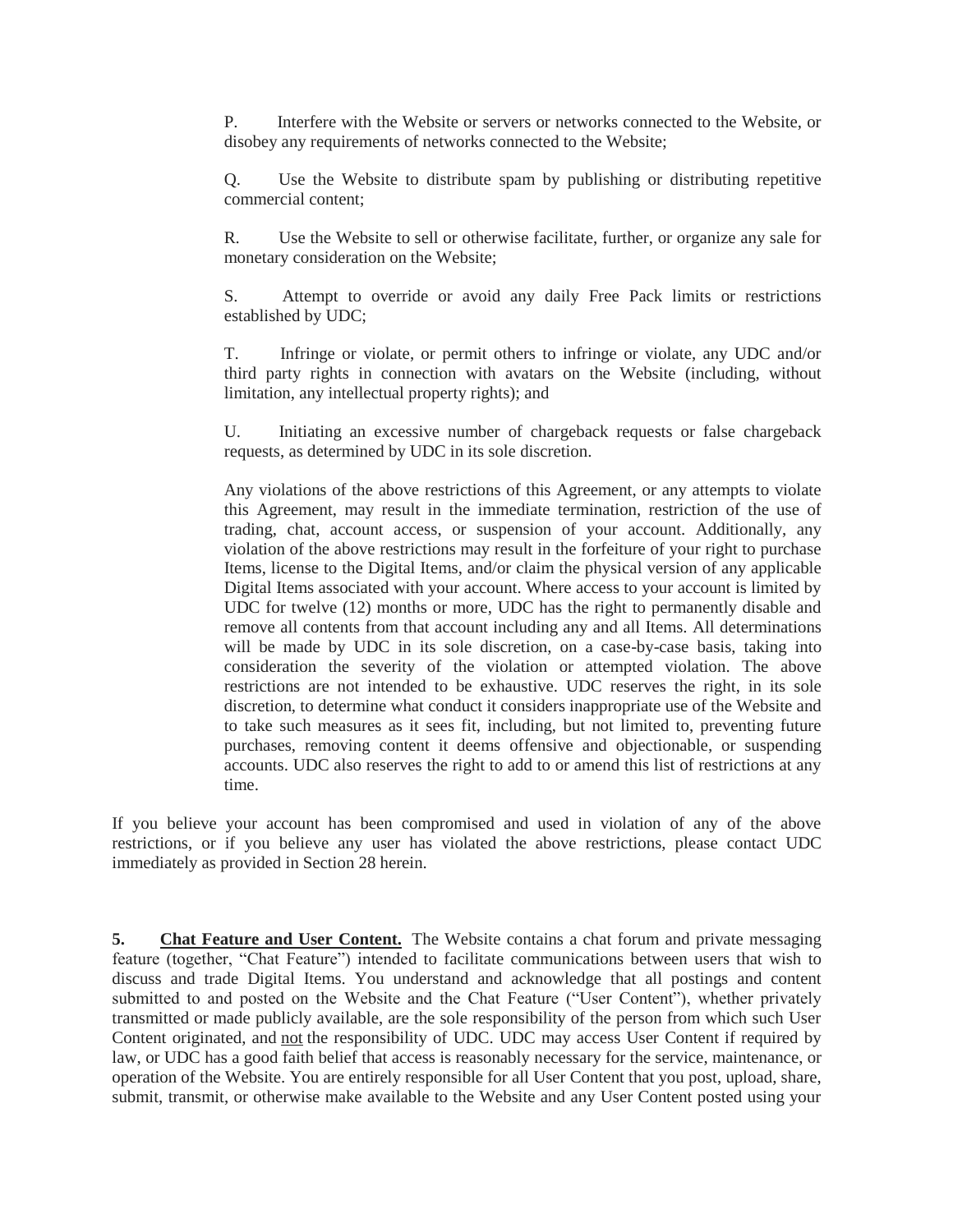P. Interfere with the Website or servers or networks connected to the Website, or disobey any requirements of networks connected to the Website;

Q. Use the Website to distribute spam by publishing or distributing repetitive commercial content;

R. Use the Website to sell or otherwise facilitate, further, or organize any sale for monetary consideration on the Website;

S. Attempt to override or avoid any daily Free Pack limits or restrictions established by UDC;

T. Infringe or violate, or permit others to infringe or violate, any UDC and/or third party rights in connection with avatars on the Website (including, without limitation, any intellectual property rights); and

U. Initiating an excessive number of chargeback requests or false chargeback requests, as determined by UDC in its sole discretion.

Any violations of the above restrictions of this Agreement, or any attempts to violate this Agreement, may result in the immediate termination, restriction of the use of trading, chat, account access, or suspension of your account. Additionally, any violation of the above restrictions may result in the forfeiture of your right to purchase Items, license to the Digital Items, and/or claim the physical version of any applicable Digital Items associated with your account. Where access to your account is limited by UDC for twelve (12) months or more, UDC has the right to permanently disable and remove all contents from that account including any and all Items. All determinations will be made by UDC in its sole discretion, on a case-by-case basis, taking into consideration the severity of the violation or attempted violation. The above restrictions are not intended to be exhaustive. UDC reserves the right, in its sole discretion, to determine what conduct it considers inappropriate use of the Website and to take such measures as it sees fit, including, but not limited to, preventing future purchases, removing content it deems offensive and objectionable, or suspending accounts. UDC also reserves the right to add to or amend this list of restrictions at any time.

If you believe your account has been compromised and used in violation of any of the above restrictions, or if you believe any user has violated the above restrictions, please contact UDC immediately as provided in Section 28 herein.

**5. Chat Feature and User Content.** The Website contains a chat forum and private messaging feature (together, "Chat Feature") intended to facilitate communications between users that wish to discuss and trade Digital Items. You understand and acknowledge that all postings and content submitted to and posted on the Website and the Chat Feature ("User Content"), whether privately transmitted or made publicly available, are the sole responsibility of the person from which such User Content originated, and not the responsibility of UDC. UDC may access User Content if required by law, or UDC has a good faith belief that access is reasonably necessary for the service, maintenance, or operation of the Website. You are entirely responsible for all User Content that you post, upload, share, submit, transmit, or otherwise make available to the Website and any User Content posted using your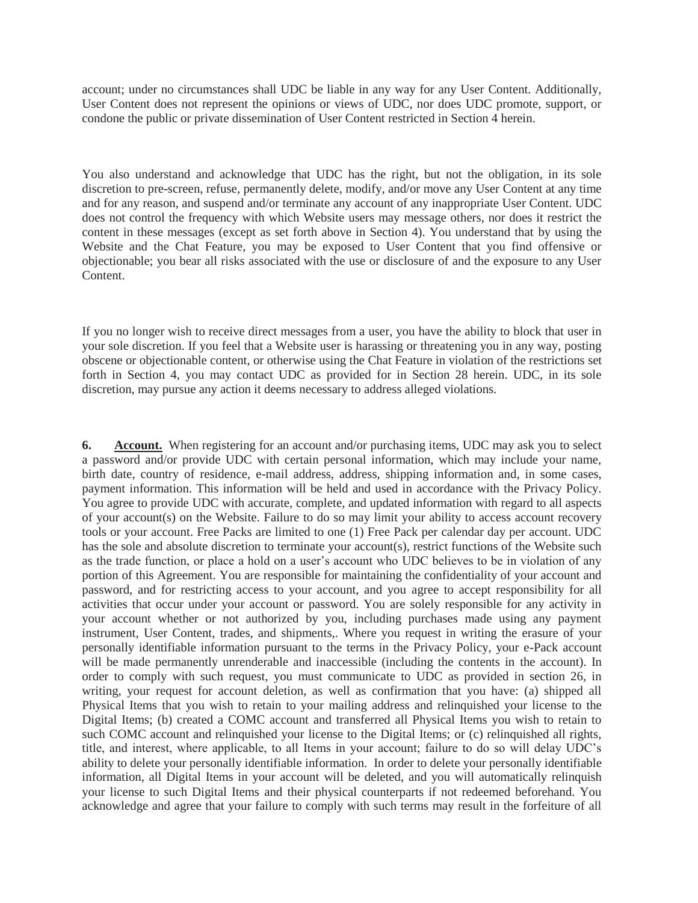account; under no circumstances shall UDC be liable in any way for any User Content. Additionally, User Content does not represent the opinions or views of UDC, nor does UDC promote, support, or condone the public or private dissemination of User Content restricted in Section 4 herein.

You also understand and acknowledge that UDC has the right, but not the obligation, in its sole discretion to pre-screen, refuse, permanently delete, modify, and/or move any User Content at any time and for any reason, and suspend and/or terminate any account of any inappropriate User Content. UDC does not control the frequency with which Website users may message others, nor does it restrict the content in these messages (except as set forth above in Section 4). You understand that by using the Website and the Chat Feature, you may be exposed to User Content that you find offensive or objectionable; you bear all risks associated with the use or disclosure of and the exposure to any User Content.

If you no longer wish to receive direct messages from a user, you have the ability to block that user in your sole discretion. If you feel that a Website user is harassing or threatening you in any way, posting obscene or objectionable content, or otherwise using the Chat Feature in violation of the restrictions set forth in Section 4, you may contact UDC as provided for in Section 28 herein. UDC, in its sole discretion, may pursue any action it deems necessary to address alleged violations.

**6. <u>Account.</u>** When registering for an account and/or purchasing items, UDC may ask you to select a password and/or provide UDC with certain personal information, which may include your name, birth date, country of residence, e-mail address, address, shipping information and, in some cases, payment information. This information will be held and used in accordance with the Privacy Policy. You agree to provide UDC with accurate, complete, and updated information with regard to all aspects of your account(s) on the Website. Failure to do so may limit your ability to access account recovery tools or your account. Free Packs are limited to one (1) Free Pack per calendar day per account. UDC has the sole and absolute discretion to terminate your account(s), restrict functions of the Website such as the trade function, or place a hold on a user's account who UDC believes to be in violation of any portion of this Agreement. You are responsible for maintaining the confidentiality of your account and password, and for restricting access to your account, and you agree to accept responsibility for all activities that occur under your account or password. You are solely responsible for any activity in your account whether or not authorized by you, including purchases made using any payment instrument, User Content, trades, and shipments,. Where you request in writing the erasure of your personally identifiable information pursuant to the terms in the Privacy Policy, your e-Pack account will be made permanently unrenderable and inaccessible (including the contents in the account). In order to comply with such request, you must communicate to UDC as provided in section 26, in writing, your request for account deletion, as well as confirmation that you have: (a) shipped all Physical Items that you wish to retain to your mailing address and relinquished your license to the Digital Items; (b) created a COMC account and transferred all Physical Items you wish to retain to such COMC account and relinquished your license to the Digital Items; or (c) relinquished all rights, title, and interest, where applicable, to all Items in your account; failure to do so will delay UDC's ability to delete your personally identifiable information. In order to delete your personally identifiable information, all Digital Items in your account will be deleted, and you will automatically relinquish your license to such Digital Items and their physical counterparts if not redeemed beforehand. You acknowledge and agree that your failure to comply with such terms may result in the forfeiture of all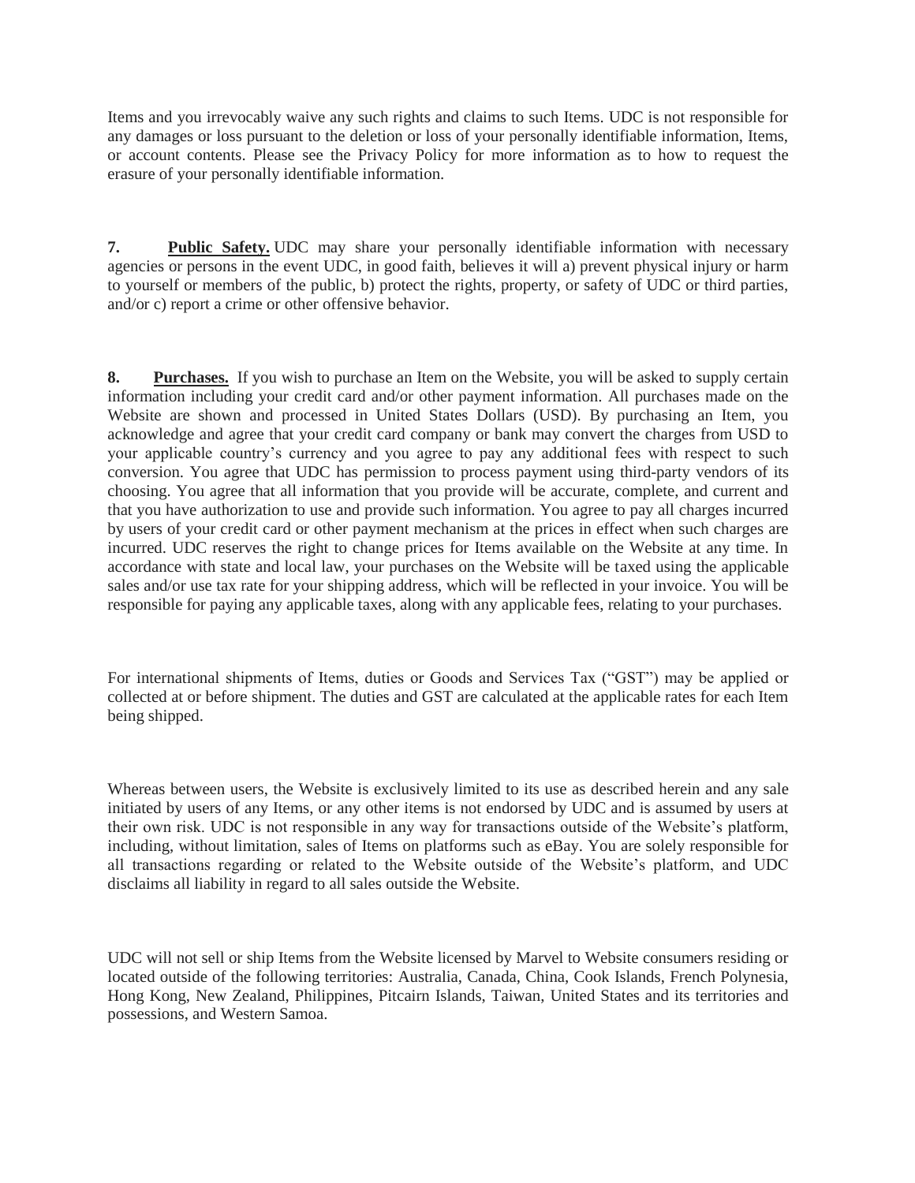Items and you irrevocably waive any such rights and claims to such Items. UDC is not responsible for any damages or loss pursuant to the deletion or loss of your personally identifiable information, Items, or account contents. Please see the Privacy Policy for more information as to how to request the erasure of your personally identifiable information.

**7. Public Safety.** UDC may share your personally identifiable information with necessary agencies or persons in the event UDC, in good faith, believes it will a) prevent physical injury or harm to yourself or members of the public, b) protect the rights, property, or safety of UDC or third parties, and/or c) report a crime or other offensive behavior.

**8. Purchases.** If you wish to purchase an Item on the Website, you will be asked to supply certain information including your credit card and/or other payment information. All purchases made on the Website are shown and processed in United States Dollars (USD). By purchasing an Item, you acknowledge and agree that your credit card company or bank may convert the charges from USD to your applicable country's currency and you agree to pay any additional fees with respect to such conversion. You agree that UDC has permission to process payment using third-party vendors of its choosing. You agree that all information that you provide will be accurate, complete, and current and that you have authorization to use and provide such information. You agree to pay all charges incurred by users of your credit card or other payment mechanism at the prices in effect when such charges are incurred. UDC reserves the right to change prices for Items available on the Website at any time. In accordance with state and local law, your purchases on the Website will be taxed using the applicable sales and/or use tax rate for your shipping address, which will be reflected in your invoice. You will be responsible for paying any applicable taxes, along with any applicable fees, relating to your purchases.

For international shipments of Items, duties or Goods and Services Tax ("GST") may be applied or collected at or before shipment. The duties and GST are calculated at the applicable rates for each Item being shipped.

Whereas between users, the Website is exclusively limited to its use as described herein and any sale initiated by users of any Items, or any other items is not endorsed by UDC and is assumed by users at their own risk. UDC is not responsible in any way for transactions outside of the Website's platform, including, without limitation, sales of Items on platforms such as eBay. You are solely responsible for all transactions regarding or related to the Website outside of the Website's platform, and UDC disclaims all liability in regard to all sales outside the Website.

UDC will not sell or ship Items from the Website licensed by Marvel to Website consumers residing or located outside of the following territories: Australia, Canada, China, Cook Islands, French Polynesia, Hong Kong, New Zealand, Philippines, Pitcairn Islands, Taiwan, United States and its territories and possessions, and Western Samoa.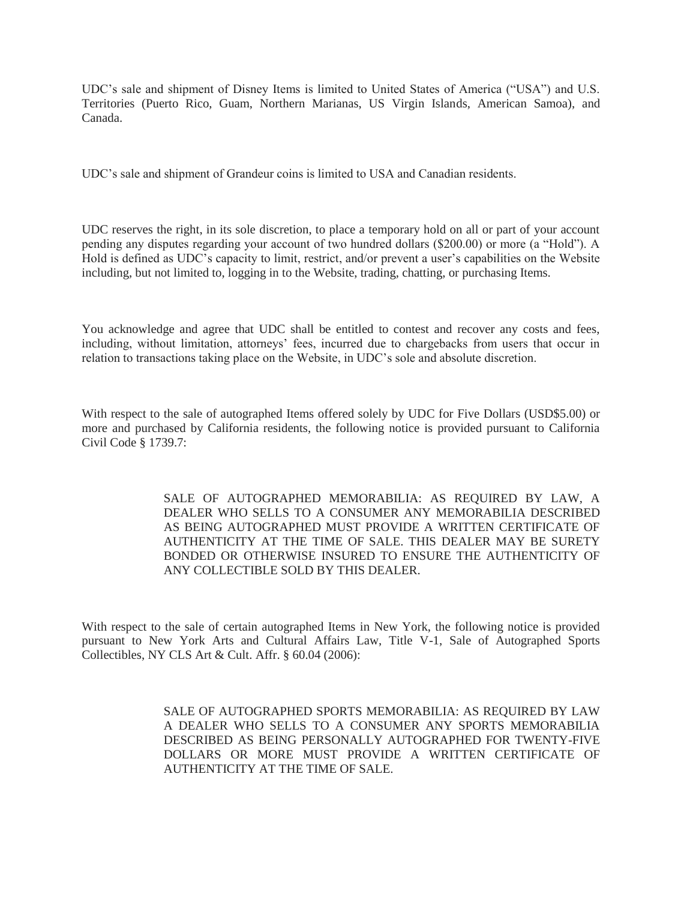UDC's sale and shipment of Disney Items is limited to United States of America ("USA") and U.S. Territories (Puerto Rico, Guam, Northern Marianas, US Virgin Islands, American Samoa), and Canada.

UDC's sale and shipment of Grandeur coins is limited to USA and Canadian residents.

UDC reserves the right, in its sole discretion, to place a temporary hold on all or part of your account pending any disputes regarding your account of two hundred dollars ($200.00) or more (a "Hold"). A Hold is defined as UDC's capacity to limit, restrict, and/or prevent a user's capabilities on the Website including, but not limited to, logging in to the Website, trading, chatting, or purchasing Items.

You acknowledge and agree that UDC shall be entitled to contest and recover any costs and fees, including, without limitation, attorneys' fees, incurred due to chargebacks from users that occur in relation to transactions taking place on the Website, in UDC's sole and absolute discretion.

With respect to the sale of autographed Items offered solely by UDC for Five Dollars (USD$5.00) or more and purchased by California residents, the following notice is provided pursuant to California Civil Code § 1739.7:

> SALE OF AUTOGRAPHED MEMORABILIA: AS REQUIRED BY LAW, A DEALER WHO SELLS TO A CONSUMER ANY MEMORABILIA DESCRIBED AS BEING AUTOGRAPHED MUST PROVIDE A WRITTEN CERTIFICATE OF AUTHENTICITY AT THE TIME OF SALE. THIS DEALER MAY BE SURETY BONDED OR OTHERWISE INSURED TO ENSURE THE AUTHENTICITY OF ANY COLLECTIBLE SOLD BY THIS DEALER.

With respect to the sale of certain autographed Items in New York, the following notice is provided pursuant to New York Arts and Cultural Affairs Law, Title V-1, Sale of Autographed Sports Collectibles, NY CLS Art & Cult. Affr. § 60.04 (2006):

> SALE OF AUTOGRAPHED SPORTS MEMORABILIA: AS REQUIRED BY LAW A DEALER WHO SELLS TO A CONSUMER ANY SPORTS MEMORABILIA DESCRIBED AS BEING PERSONALLY AUTOGRAPHED FOR TWENTY-FIVE DOLLARS OR MORE MUST PROVIDE A WRITTEN CERTIFICATE OF AUTHENTICITY AT THE TIME OF SALE.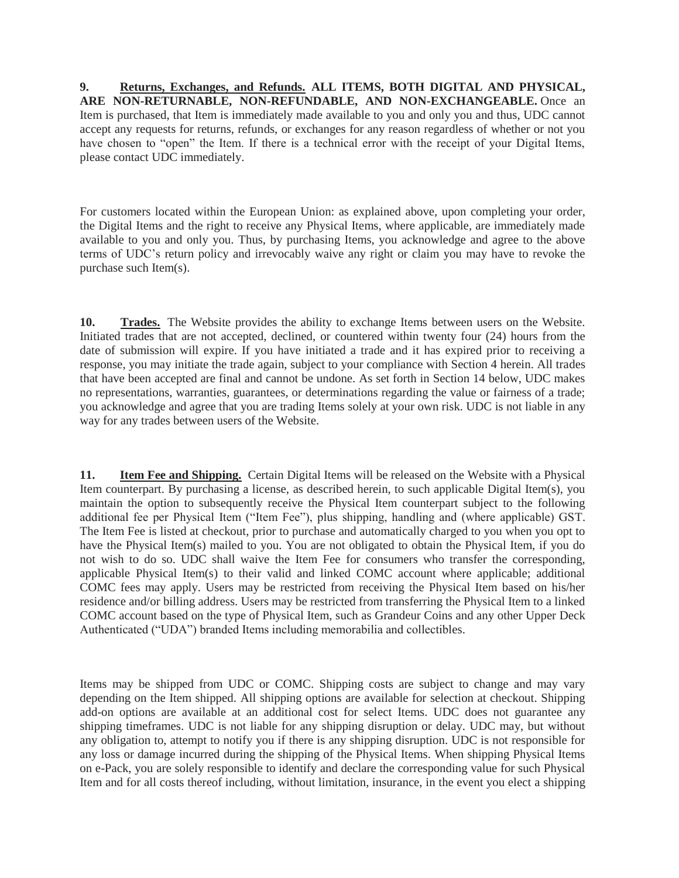**9. <u>Returns, Exchanges, and Refunds.</u> ALL ITEMS, BOTH DIGITAL AND PHYSICAL, ARE NON-RETURNABLE, NON-REFUNDABLE, AND NON-EXCHANGEABLE.** Once an Item is purchased, that Item is immediately made available to you and only you and thus, UDC cannot accept any requests for returns, refunds, or exchanges for any reason regardless of whether or not you have chosen to "open" the Item. If there is a technical error with the receipt of your Digital Items, please contact UDC immediately.

For customers located within the European Union: as explained above, upon completing your order, the Digital Items and the right to receive any Physical Items, where applicable, are immediately made available to you and only you. Thus, by purchasing Items, you acknowledge and agree to the above terms of UDC's return policy and irrevocably waive any right or claim you may have to revoke the purchase such Item(s).

**10. <u>Trades.</u>** The Website provides the ability to exchange Items between users on the Website. Initiated trades that are not accepted, declined, or countered within twenty four (24) hours from the date of submission will expire. If you have initiated a trade and it has expired prior to receiving a response, you may initiate the trade again, subject to your compliance with Section 4 herein. All trades that have been accepted are final and cannot be undone. As set forth in Section 14 below, UDC makes no representations, warranties, guarantees, or determinations regarding the value or fairness of a trade; you acknowledge and agree that you are trading Items solely at your own risk. UDC is not liable in any way for any trades between users of the Website.

**11. <u>Item Fee and Shipping.</u>** Certain Digital Items will be released on the Website with a Physical Item counterpart. By purchasing a license, as described herein, to such applicable Digital Item(s), you maintain the option to subsequently receive the Physical Item counterpart subject to the following additional fee per Physical Item ("Item Fee"), plus shipping, handling and (where applicable) GST. The Item Fee is listed at checkout, prior to purchase and automatically charged to you when you opt to have the Physical Item(s) mailed to you. You are not obligated to obtain the Physical Item, if you do not wish to do so. UDC shall waive the Item Fee for consumers who transfer the corresponding, applicable Physical Item(s) to their valid and linked COMC account where applicable; additional COMC fees may apply. Users may be restricted from receiving the Physical Item based on his/her residence and/or billing address. Users may be restricted from transferring the Physical Item to a linked COMC account based on the type of Physical Item, such as Grandeur Coins and any other Upper Deck Authenticated ("UDA") branded Items including memorabilia and collectibles.

Items may be shipped from UDC or COMC. Shipping costs are subject to change and may vary depending on the Item shipped. All shipping options are available for selection at checkout. Shipping add-on options are available at an additional cost for select Items. UDC does not guarantee any shipping timeframes. UDC is not liable for any shipping disruption or delay. UDC may, but without any obligation to, attempt to notify you if there is any shipping disruption. UDC is not responsible for any loss or damage incurred during the shipping of the Physical Items. When shipping Physical Items on e-Pack, you are solely responsible to identify and declare the corresponding value for such Physical Item and for all costs thereof including, without limitation, insurance, in the event you elect a shipping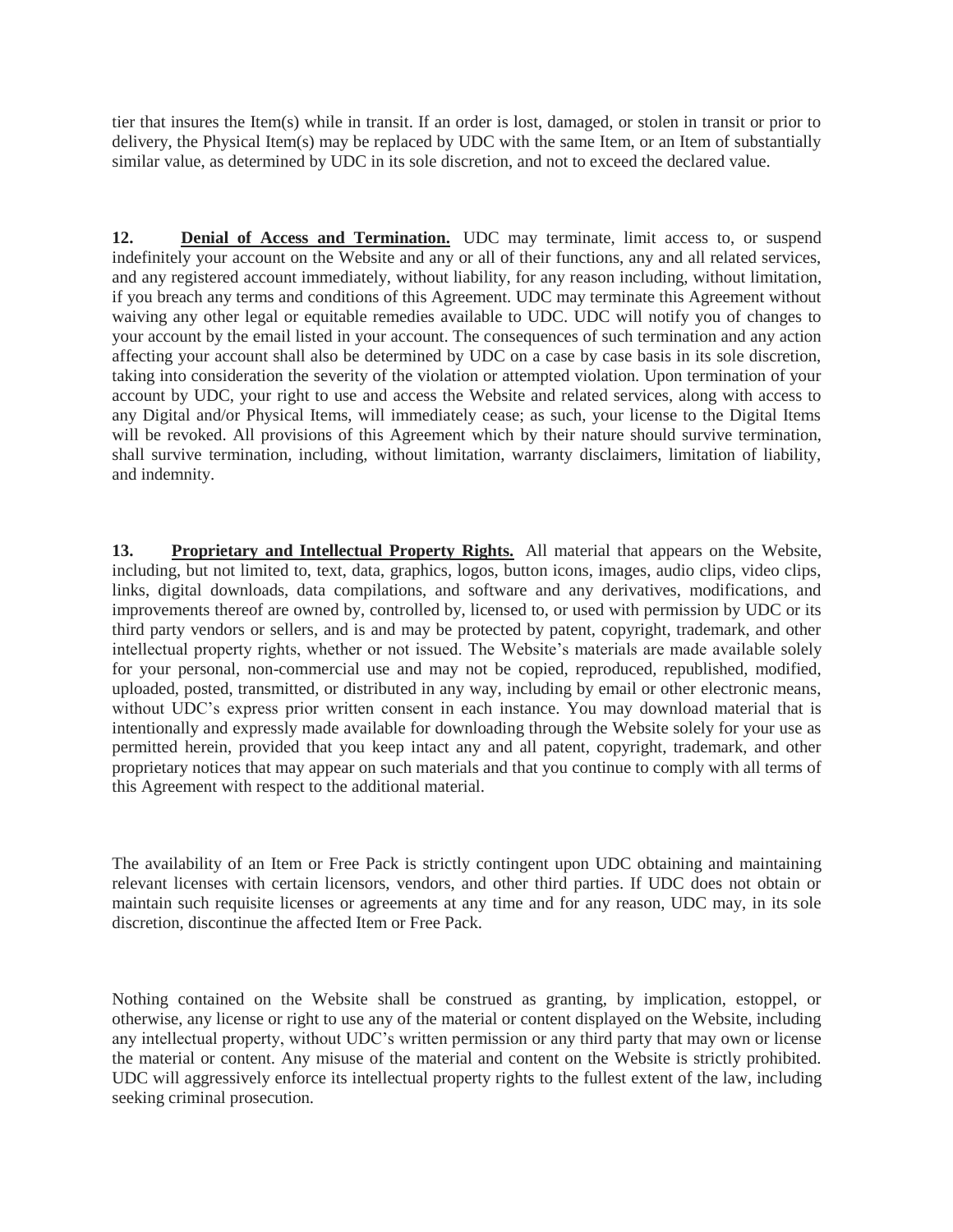tier that insures the Item(s) while in transit. If an order is lost, damaged, or stolen in transit or prior to delivery, the Physical Item(s) may be replaced by UDC with the same Item, or an Item of substantially similar value, as determined by UDC in its sole discretion, and not to exceed the declared value.

**12. Denial of Access and Termination.** UDC may terminate, limit access to, or suspend indefinitely your account on the Website and any or all of their functions, any and all related services, and any registered account immediately, without liability, for any reason including, without limitation, if you breach any terms and conditions of this Agreement. UDC may terminate this Agreement without waiving any other legal or equitable remedies available to UDC. UDC will notify you of changes to your account by the email listed in your account. The consequences of such termination and any action affecting your account shall also be determined by UDC on a case by case basis in its sole discretion, taking into consideration the severity of the violation or attempted violation. Upon termination of your account by UDC, your right to use and access the Website and related services, along with access to any Digital and/or Physical Items, will immediately cease; as such, your license to the Digital Items will be revoked. All provisions of this Agreement which by their nature should survive termination, shall survive termination, including, without limitation, warranty disclaimers, limitation of liability, and indemnity.

**13. Proprietary and Intellectual Property Rights.** All material that appears on the Website, including, but not limited to, text, data, graphics, logos, button icons, images, audio clips, video clips, links, digital downloads, data compilations, and software and any derivatives, modifications, and improvements thereof are owned by, controlled by, licensed to, or used with permission by UDC or its third party vendors or sellers, and is and may be protected by patent, copyright, trademark, and other intellectual property rights, whether or not issued. The Website's materials are made available solely for your personal, non-commercial use and may not be copied, reproduced, republished, modified, uploaded, posted, transmitted, or distributed in any way, including by email or other electronic means, without UDC's express prior written consent in each instance. You may download material that is intentionally and expressly made available for downloading through the Website solely for your use as permitted herein, provided that you keep intact any and all patent, copyright, trademark, and other proprietary notices that may appear on such materials and that you continue to comply with all terms of this Agreement with respect to the additional material.

The availability of an Item or Free Pack is strictly contingent upon UDC obtaining and maintaining relevant licenses with certain licensors, vendors, and other third parties. If UDC does not obtain or maintain such requisite licenses or agreements at any time and for any reason, UDC may, in its sole discretion, discontinue the affected Item or Free Pack.

Nothing contained on the Website shall be construed as granting, by implication, estoppel, or otherwise, any license or right to use any of the material or content displayed on the Website, including any intellectual property, without UDC's written permission or any third party that may own or license the material or content. Any misuse of the material and content on the Website is strictly prohibited. UDC will aggressively enforce its intellectual property rights to the fullest extent of the law, including seeking criminal prosecution.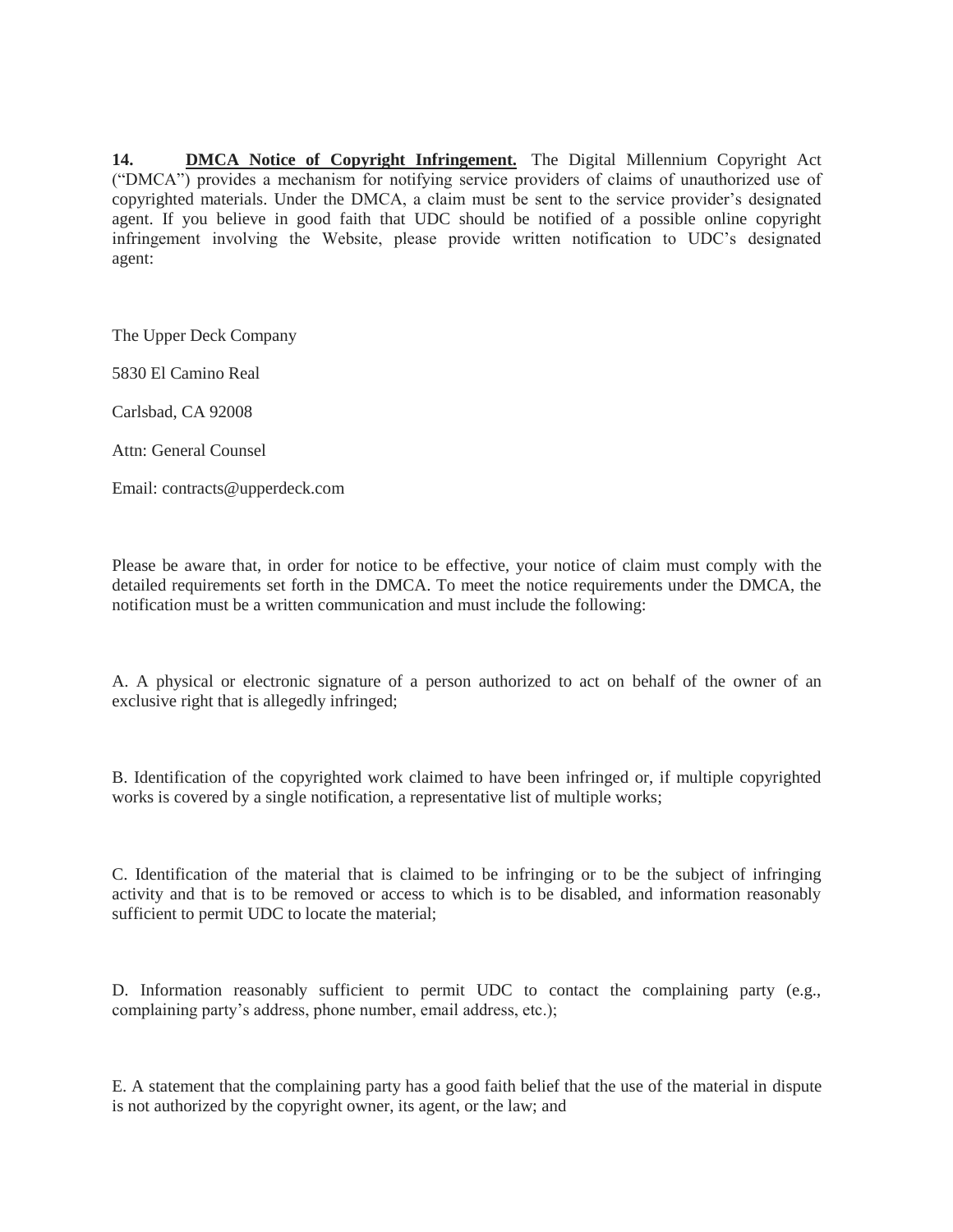**14. <u>DMCA Notice of Copyright Infringement.</u>** The Digital Millennium Copyright Act ("DMCA") provides a mechanism for notifying service providers of claims of unauthorized use of copyrighted materials. Under the DMCA, a claim must be sent to the service provider's designated agent. If you believe in good faith that UDC should be notified of a possible online copyright infringement involving the Website, please provide written notification to UDC's designated agent:

The Upper Deck Company

5830 El Camino Real

Carlsbad, CA 92008

Attn: General Counsel

Email: contracts@upperdeck.com

Please be aware that, in order for notice to be effective, your notice of claim must comply with the detailed requirements set forth in the DMCA. To meet the notice requirements under the DMCA, the notification must be a written communication and must include the following:

A. A physical or electronic signature of a person authorized to act on behalf of the owner of an exclusive right that is allegedly infringed;

B. Identification of the copyrighted work claimed to have been infringed or, if multiple copyrighted works is covered by a single notification, a representative list of multiple works;

C. Identification of the material that is claimed to be infringing or to be the subject of infringing activity and that is to be removed or access to which is to be disabled, and information reasonably sufficient to permit UDC to locate the material;

D. Information reasonably sufficient to permit UDC to contact the complaining party (e.g., complaining party's address, phone number, email address, etc.);

E. A statement that the complaining party has a good faith belief that the use of the material in dispute is not authorized by the copyright owner, its agent, or the law; and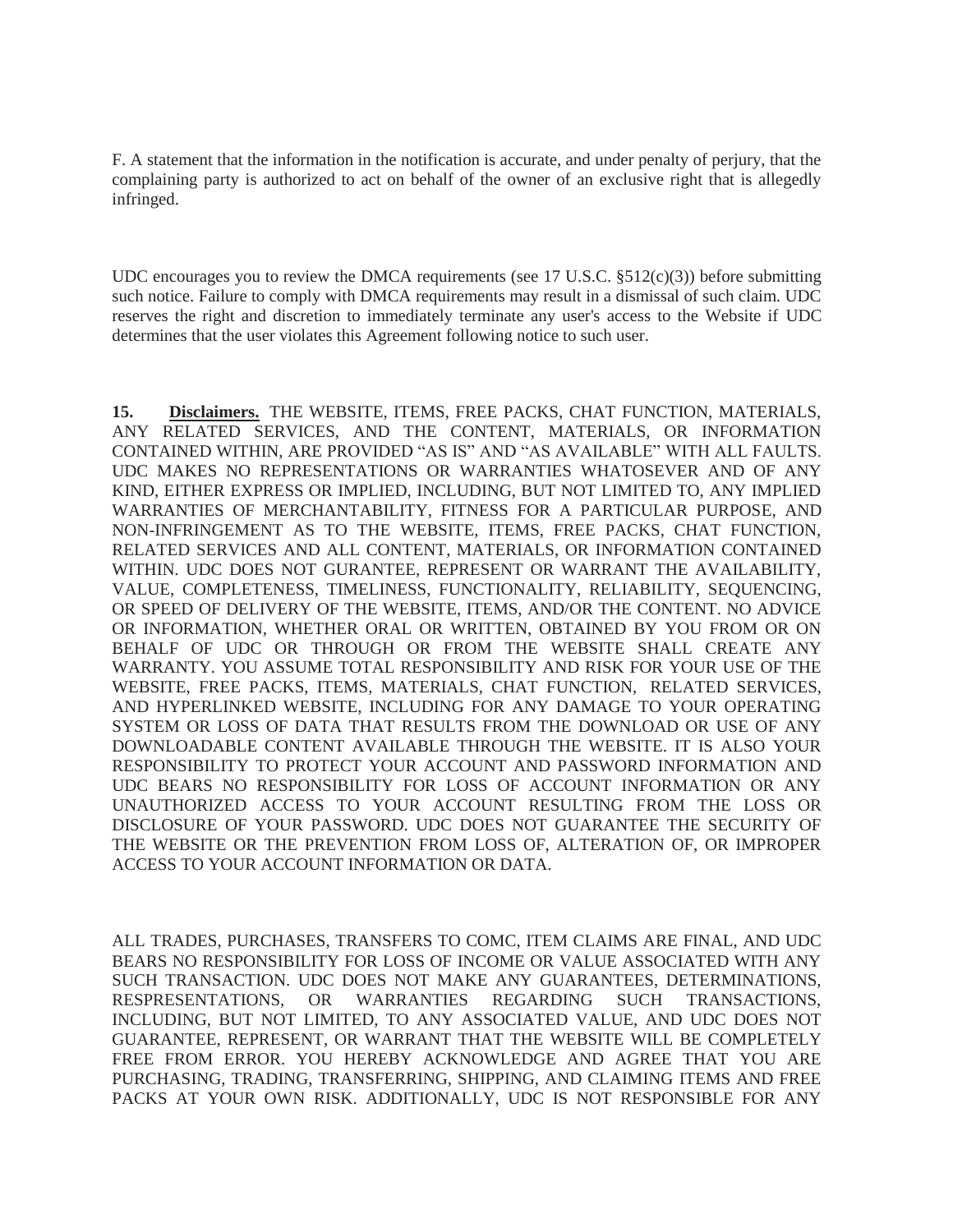F. A statement that the information in the notification is accurate, and under penalty of perjury, that the complaining party is authorized to act on behalf of the owner of an exclusive right that is allegedly infringed.

UDC encourages you to review the DMCA requirements (see 17 U.S.C. §512(c)(3)) before submitting such notice. Failure to comply with DMCA requirements may result in a dismissal of such claim. UDC reserves the right and discretion to immediately terminate any user's access to the Website if UDC determines that the user violates this Agreement following notice to such user.

**15. Disclaimers.** THE WEBSITE, ITEMS, FREE PACKS, CHAT FUNCTION, MATERIALS, ANY RELATED SERVICES, AND THE CONTENT, MATERIALS, OR INFORMATION CONTAINED WITHIN, ARE PROVIDED "AS IS" AND "AS AVAILABLE" WITH ALL FAULTS. UDC MAKES NO REPRESENTATIONS OR WARRANTIES WHATOSEVER AND OF ANY KIND, EITHER EXPRESS OR IMPLIED, INCLUDING, BUT NOT LIMITED TO, ANY IMPLIED WARRANTIES OF MERCHANTABILITY, FITNESS FOR A PARTICULAR PURPOSE, AND NON-INFRINGEMENT AS TO THE WEBSITE, ITEMS, FREE PACKS, CHAT FUNCTION, RELATED SERVICES AND ALL CONTENT, MATERIALS, OR INFORMATION CONTAINED WITHIN. UDC DOES NOT GURANTEE, REPRESENT OR WARRANT THE AVAILABILITY, VALUE, COMPLETENESS, TIMELINESS, FUNCTIONALITY, RELIABILITY, SEQUENCING, OR SPEED OF DELIVERY OF THE WEBSITE, ITEMS, AND/OR THE CONTENT. NO ADVICE OR INFORMATION, WHETHER ORAL OR WRITTEN, OBTAINED BY YOU FROM OR ON BEHALF OF UDC OR THROUGH OR FROM THE WEBSITE SHALL CREATE ANY WARRANTY. YOU ASSUME TOTAL RESPONSIBILITY AND RISK FOR YOUR USE OF THE WEBSITE, FREE PACKS, ITEMS, MATERIALS, CHAT FUNCTION, RELATED SERVICES, AND HYPERLINKED WEBSITE, INCLUDING FOR ANY DAMAGE TO YOUR OPERATING SYSTEM OR LOSS OF DATA THAT RESULTS FROM THE DOWNLOAD OR USE OF ANY DOWNLOADABLE CONTENT AVAILABLE THROUGH THE WEBSITE. IT IS ALSO YOUR RESPONSIBILITY TO PROTECT YOUR ACCOUNT AND PASSWORD INFORMATION AND UDC BEARS NO RESPONSIBILITY FOR LOSS OF ACCOUNT INFORMATION OR ANY UNAUTHORIZED ACCESS TO YOUR ACCOUNT RESULTING FROM THE LOSS OR DISCLOSURE OF YOUR PASSWORD. UDC DOES NOT GUARANTEE THE SECURITY OF THE WEBSITE OR THE PREVENTION FROM LOSS OF, ALTERATION OF, OR IMPROPER ACCESS TO YOUR ACCOUNT INFORMATION OR DATA.

ALL TRADES, PURCHASES, TRANSFERS TO COMC, ITEM CLAIMS ARE FINAL, AND UDC BEARS NO RESPONSIBILITY FOR LOSS OF INCOME OR VALUE ASSOCIATED WITH ANY SUCH TRANSACTION. UDC DOES NOT MAKE ANY GUARANTEES, DETERMINATIONS, RESPRESENTATIONS, OR WARRANTIES REGARDING SUCH TRANSACTIONS, INCLUDING, BUT NOT LIMITED, TO ANY ASSOCIATED VALUE, AND UDC DOES NOT GUARANTEE, REPRESENT, OR WARRANT THAT THE WEBSITE WILL BE COMPLETELY FREE FROM ERROR. YOU HEREBY ACKNOWLEDGE AND AGREE THAT YOU ARE PURCHASING, TRADING, TRANSFERRING, SHIPPING, AND CLAIMING ITEMS AND FREE PACKS AT YOUR OWN RISK. ADDITIONALLY, UDC IS NOT RESPONSIBLE FOR ANY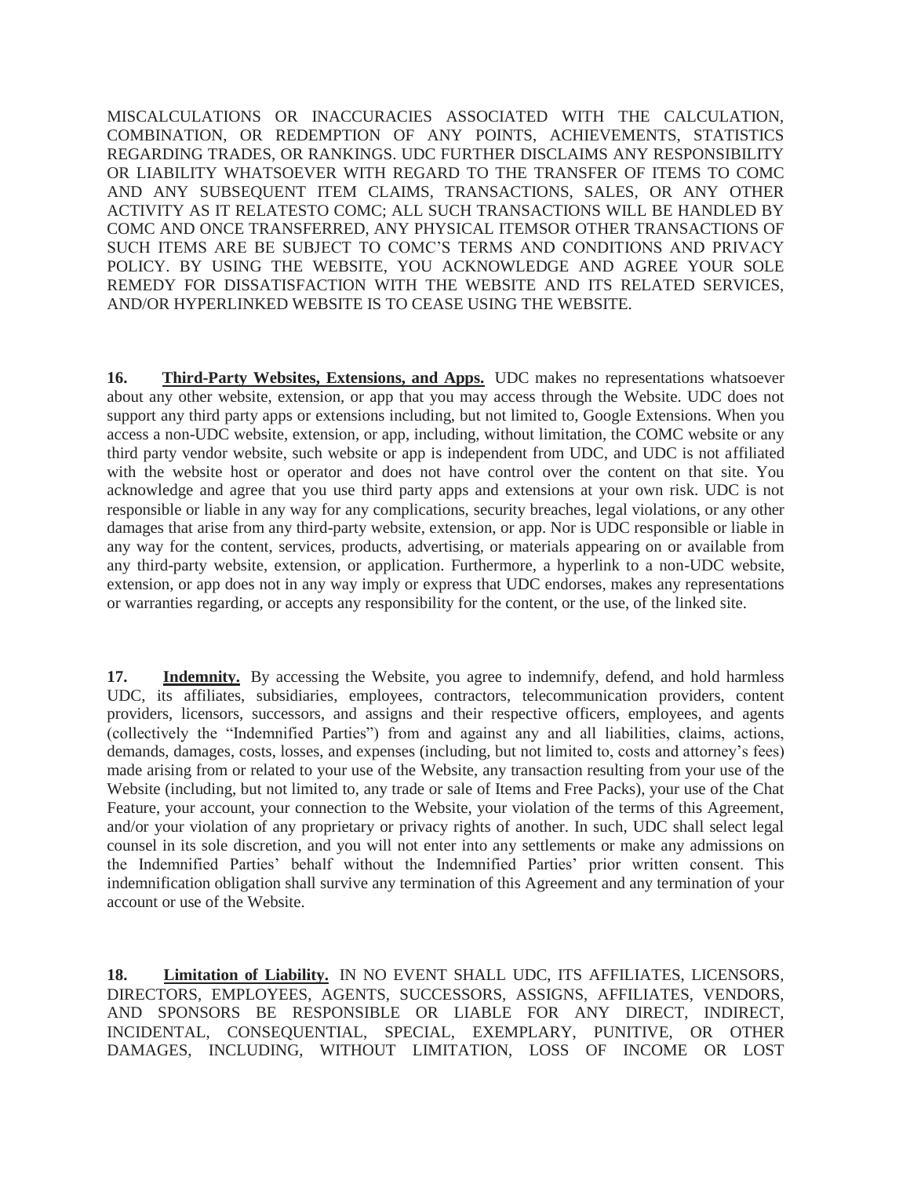MISCALCULATIONS OR INACCURACIES ASSOCIATED WITH THE CALCULATION, COMBINATION, OR REDEMPTION OF ANY POINTS, ACHIEVEMENTS, STATISTICS REGARDING TRADES, OR RANKINGS. UDC FURTHER DISCLAIMS ANY RESPONSIBILITY OR LIABILITY WHATSOEVER WITH REGARD TO THE TRANSFER OF ITEMS TO COMC AND ANY SUBSEQUENT ITEM CLAIMS, TRANSACTIONS, SALES, OR ANY OTHER ACTIVITY AS IT RELATESTO COMC; ALL SUCH TRANSACTIONS WILL BE HANDLED BY COMC AND ONCE TRANSFERRED, ANY PHYSICAL ITEMSOR OTHER TRANSACTIONS OF SUCH ITEMS ARE BE SUBJECT TO COMC'S TERMS AND CONDITIONS AND PRIVACY POLICY. BY USING THE WEBSITE, YOU ACKNOWLEDGE AND AGREE YOUR SOLE REMEDY FOR DISSATISFACTION WITH THE WEBSITE AND ITS RELATED SERVICES, AND/OR HYPERLINKED WEBSITE IS TO CEASE USING THE WEBSITE.

**16. Third-Party Websites, Extensions, and Apps.** UDC makes no representations whatsoever about any other website, extension, or app that you may access through the Website. UDC does not support any third party apps or extensions including, but not limited to, Google Extensions. When you access a non-UDC website, extension, or app, including, without limitation, the COMC website or any third party vendor website, such website or app is independent from UDC, and UDC is not affiliated with the website host or operator and does not have control over the content on that site. You acknowledge and agree that you use third party apps and extensions at your own risk. UDC is not responsible or liable in any way for any complications, security breaches, legal violations, or any other damages that arise from any third-party website, extension, or app. Nor is UDC responsible or liable in any way for the content, services, products, advertising, or materials appearing on or available from any third-party website, extension, or application. Furthermore, a hyperlink to a non-UDC website, extension, or app does not in any way imply or express that UDC endorses, makes any representations or warranties regarding, or accepts any responsibility for the content, or the use, of the linked site.

**17. Indemnity.** By accessing the Website, you agree to indemnify, defend, and hold harmless UDC, its affiliates, subsidiaries, employees, contractors, telecommunication providers, content providers, licensors, successors, and assigns and their respective officers, employees, and agents (collectively the "Indemnified Parties") from and against any and all liabilities, claims, actions, demands, damages, costs, losses, and expenses (including, but not limited to, costs and attorney's fees) made arising from or related to your use of the Website, any transaction resulting from your use of the Website (including, but not limited to, any trade or sale of Items and Free Packs), your use of the Chat Feature, your account, your connection to the Website, your violation of the terms of this Agreement, and/or your violation of any proprietary or privacy rights of another. In such, UDC shall select legal counsel in its sole discretion, and you will not enter into any settlements or make any admissions on the Indemnified Parties' behalf without the Indemnified Parties' prior written consent. This indemnification obligation shall survive any termination of this Agreement and any termination of your account or use of the Website.

**18. Limitation of Liability.** IN NO EVENT SHALL UDC, ITS AFFILIATES, LICENSORS, DIRECTORS, EMPLOYEES, AGENTS, SUCCESSORS, ASSIGNS, AFFILIATES, VENDORS, AND SPONSORS BE RESPONSIBLE OR LIABLE FOR ANY DIRECT, INDIRECT, INCIDENTAL, CONSEQUENTIAL, SPECIAL, EXEMPLARY, PUNITIVE, OR OTHER DAMAGES, INCLUDING, WITHOUT LIMITATION, LOSS OF INCOME OR LOST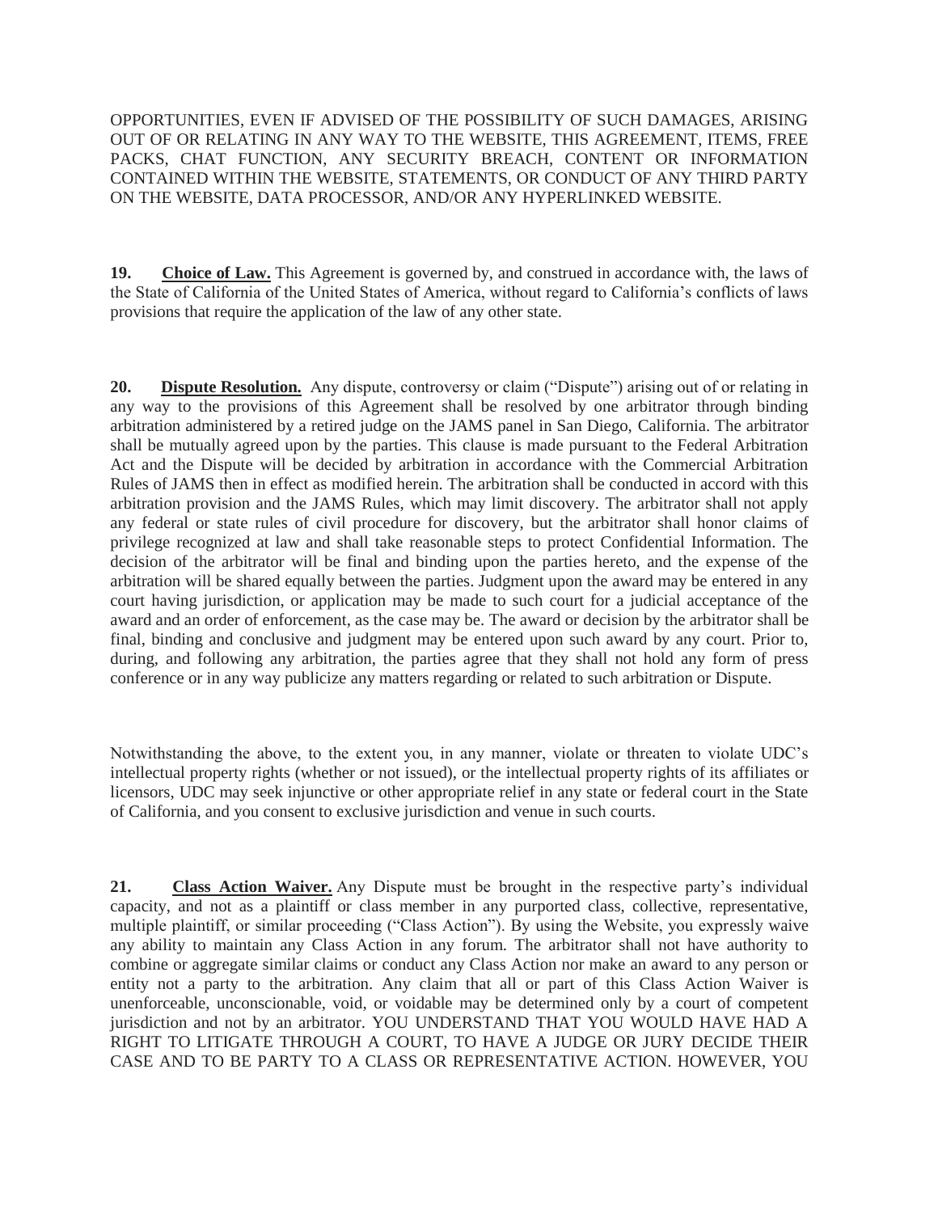OPPORTUNITIES, EVEN IF ADVISED OF THE POSSIBILITY OF SUCH DAMAGES, ARISING OUT OF OR RELATING IN ANY WAY TO THE WEBSITE, THIS AGREEMENT, ITEMS, FREE PACKS, CHAT FUNCTION, ANY SECURITY BREACH, CONTENT OR INFORMATION CONTAINED WITHIN THE WEBSITE, STATEMENTS, OR CONDUCT OF ANY THIRD PARTY ON THE WEBSITE, DATA PROCESSOR, AND/OR ANY HYPERLINKED WEBSITE.

**19. Choice of Law.** This Agreement is governed by, and construed in accordance with, the laws of the State of California of the United States of America, without regard to California's conflicts of laws provisions that require the application of the law of any other state.

**20. Dispute Resolution.** Any dispute, controversy or claim ("Dispute") arising out of or relating in any way to the provisions of this Agreement shall be resolved by one arbitrator through binding arbitration administered by a retired judge on the JAMS panel in San Diego, California. The arbitrator shall be mutually agreed upon by the parties. This clause is made pursuant to the Federal Arbitration Act and the Dispute will be decided by arbitration in accordance with the Commercial Arbitration Rules of JAMS then in effect as modified herein. The arbitration shall be conducted in accord with this arbitration provision and the JAMS Rules, which may limit discovery. The arbitrator shall not apply any federal or state rules of civil procedure for discovery, but the arbitrator shall honor claims of privilege recognized at law and shall take reasonable steps to protect Confidential Information. The decision of the arbitrator will be final and binding upon the parties hereto, and the expense of the arbitration will be shared equally between the parties. Judgment upon the award may be entered in any court having jurisdiction, or application may be made to such court for a judicial acceptance of the award and an order of enforcement, as the case may be. The award or decision by the arbitrator shall be final, binding and conclusive and judgment may be entered upon such award by any court. Prior to, during, and following any arbitration, the parties agree that they shall not hold any form of press conference or in any way publicize any matters regarding or related to such arbitration or Dispute.

Notwithstanding the above, to the extent you, in any manner, violate or threaten to violate UDC's intellectual property rights (whether or not issued), or the intellectual property rights of its affiliates or licensors, UDC may seek injunctive or other appropriate relief in any state or federal court in the State of California, and you consent to exclusive jurisdiction and venue in such courts.

**21. Class Action Waiver.** Any Dispute must be brought in the respective party's individual capacity, and not as a plaintiff or class member in any purported class, collective, representative, multiple plaintiff, or similar proceeding ("Class Action"). By using the Website, you expressly waive any ability to maintain any Class Action in any forum. The arbitrator shall not have authority to combine or aggregate similar claims or conduct any Class Action nor make an award to any person or entity not a party to the arbitration. Any claim that all or part of this Class Action Waiver is unenforceable, unconscionable, void, or voidable may be determined only by a court of competent jurisdiction and not by an arbitrator. YOU UNDERSTAND THAT YOU WOULD HAVE HAD A RIGHT TO LITIGATE THROUGH A COURT, TO HAVE A JUDGE OR JURY DECIDE THEIR CASE AND TO BE PARTY TO A CLASS OR REPRESENTATIVE ACTION. HOWEVER, YOU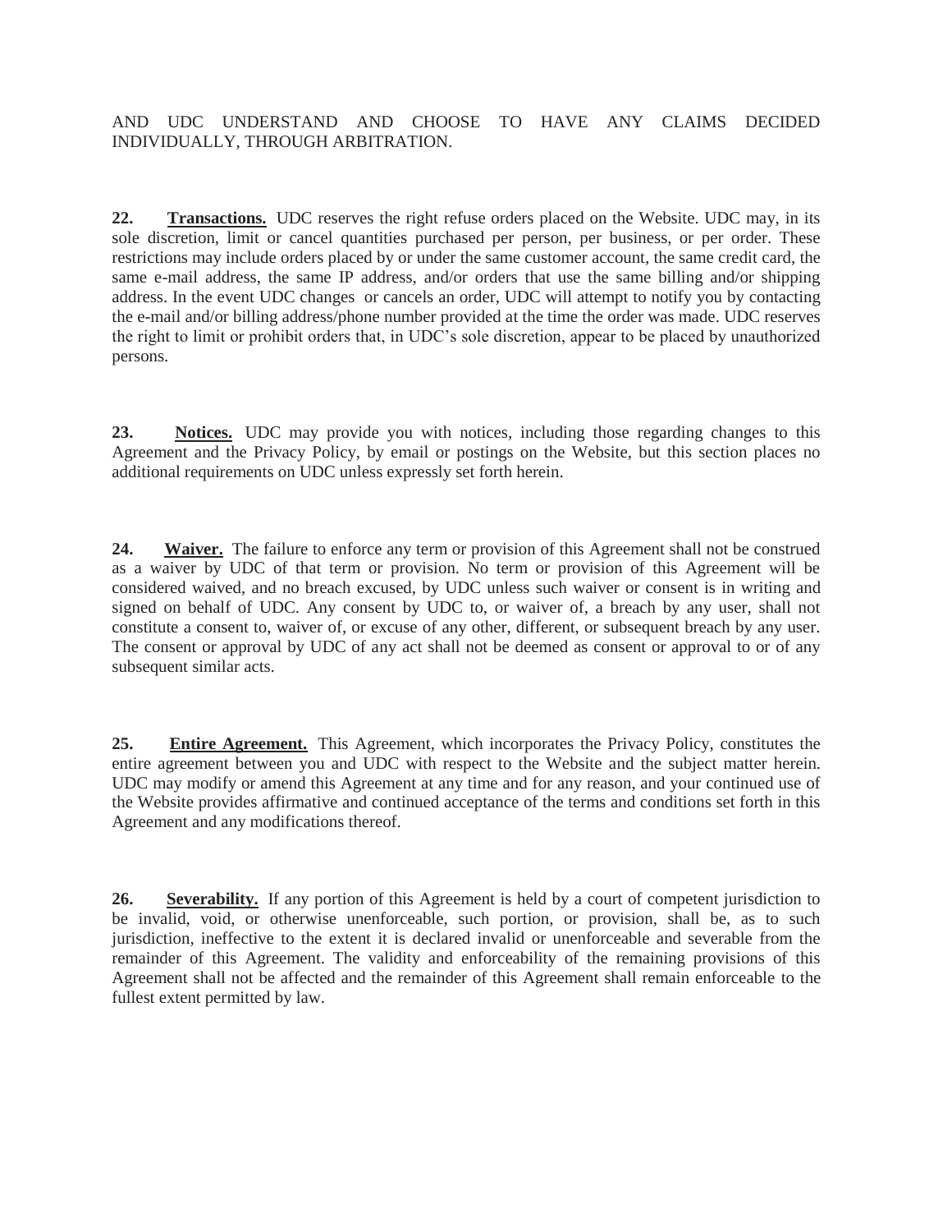AND UDC UNDERSTAND AND CHOOSE TO HAVE ANY CLAIMS DECIDED INDIVIDUALLY, THROUGH ARBITRATION.

**22. Transactions.** UDC reserves the right refuse orders placed on the Website. UDC may, in its sole discretion, limit or cancel quantities purchased per person, per business, or per order. These restrictions may include orders placed by or under the same customer account, the same credit card, the same e-mail address, the same IP address, and/or orders that use the same billing and/or shipping address. In the event UDC changes or cancels an order, UDC will attempt to notify you by contacting the e-mail and/or billing address/phone number provided at the time the order was made. UDC reserves the right to limit or prohibit orders that, in UDC's sole discretion, appear to be placed by unauthorized persons.

**23. Notices.** UDC may provide you with notices, including those regarding changes to this Agreement and the Privacy Policy, by email or postings on the Website, but this section places no additional requirements on UDC unless expressly set forth herein.

**24. Waiver.** The failure to enforce any term or provision of this Agreement shall not be construed as a waiver by UDC of that term or provision. No term or provision of this Agreement will be considered waived, and no breach excused, by UDC unless such waiver or consent is in writing and signed on behalf of UDC. Any consent by UDC to, or waiver of, a breach by any user, shall not constitute a consent to, waiver of, or excuse of any other, different, or subsequent breach by any user. The consent or approval by UDC of any act shall not be deemed as consent or approval to or of any subsequent similar acts.

**25. Entire Agreement.** This Agreement, which incorporates the Privacy Policy, constitutes the entire agreement between you and UDC with respect to the Website and the subject matter herein. UDC may modify or amend this Agreement at any time and for any reason, and your continued use of the Website provides affirmative and continued acceptance of the terms and conditions set forth in this Agreement and any modifications thereof.

**26. Severability.** If any portion of this Agreement is held by a court of competent jurisdiction to be invalid, void, or otherwise unenforceable, such portion, or provision, shall be, as to such jurisdiction, ineffective to the extent it is declared invalid or unenforceable and severable from the remainder of this Agreement. The validity and enforceability of the remaining provisions of this Agreement shall not be affected and the remainder of this Agreement shall remain enforceable to the fullest extent permitted by law.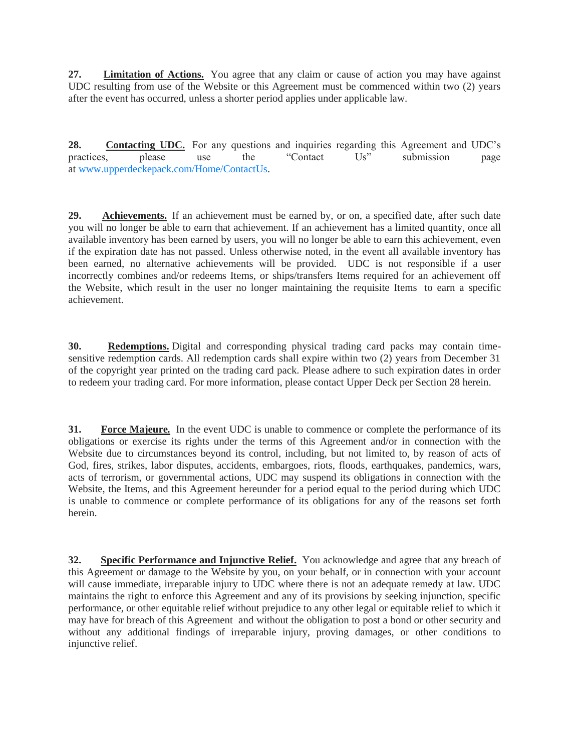**27. Limitation of Actions.** You agree that any claim or cause of action you may have against UDC resulting from use of the Website or this Agreement must be commenced within two (2) years after the event has occurred, unless a shorter period applies under applicable law.

**28. Contacting UDC.** For any questions and inquiries regarding this Agreement and UDC's practices, please use the "Contact Us" submission page at www.upperdeckepack.com/Home/ContactUs.

**29. Achievements.** If an achievement must be earned by, or on, a specified date, after such date you will no longer be able to earn that achievement. If an achievement has a limited quantity, once all available inventory has been earned by users, you will no longer be able to earn this achievement, even if the expiration date has not passed. Unless otherwise noted, in the event all available inventory has been earned, no alternative achievements will be provided. UDC is not responsible if a user incorrectly combines and/or redeems Items, or ships/transfers Items required for an achievement off the Website, which result in the user no longer maintaining the requisite Items to earn a specific achievement.

**30. Redemptions.** Digital and corresponding physical trading card packs may contain time-sensitive redemption cards. All redemption cards shall expire within two (2) years from December 31 of the copyright year printed on the trading card pack. Please adhere to such expiration dates in order to redeem your trading card. For more information, please contact Upper Deck per Section 28 herein.

**31. Force Majeure.** In the event UDC is unable to commence or complete the performance of its obligations or exercise its rights under the terms of this Agreement and/or in connection with the Website due to circumstances beyond its control, including, but not limited to, by reason of acts of God, fires, strikes, labor disputes, accidents, embargoes, riots, floods, earthquakes, pandemics, wars, acts of terrorism, or governmental actions, UDC may suspend its obligations in connection with the Website, the Items, and this Agreement hereunder for a period equal to the period during which UDC is unable to commence or complete performance of its obligations for any of the reasons set forth herein.

**32. Specific Performance and Injunctive Relief.** You acknowledge and agree that any breach of this Agreement or damage to the Website by you, on your behalf, or in connection with your account will cause immediate, irreparable injury to UDC where there is not an adequate remedy at law. UDC maintains the right to enforce this Agreement and any of its provisions by seeking injunction, specific performance, or other equitable relief without prejudice to any other legal or equitable relief to which it may have for breach of this Agreement and without the obligation to post a bond or other security and without any additional findings of irreparable injury, proving damages, or other conditions to injunctive relief.